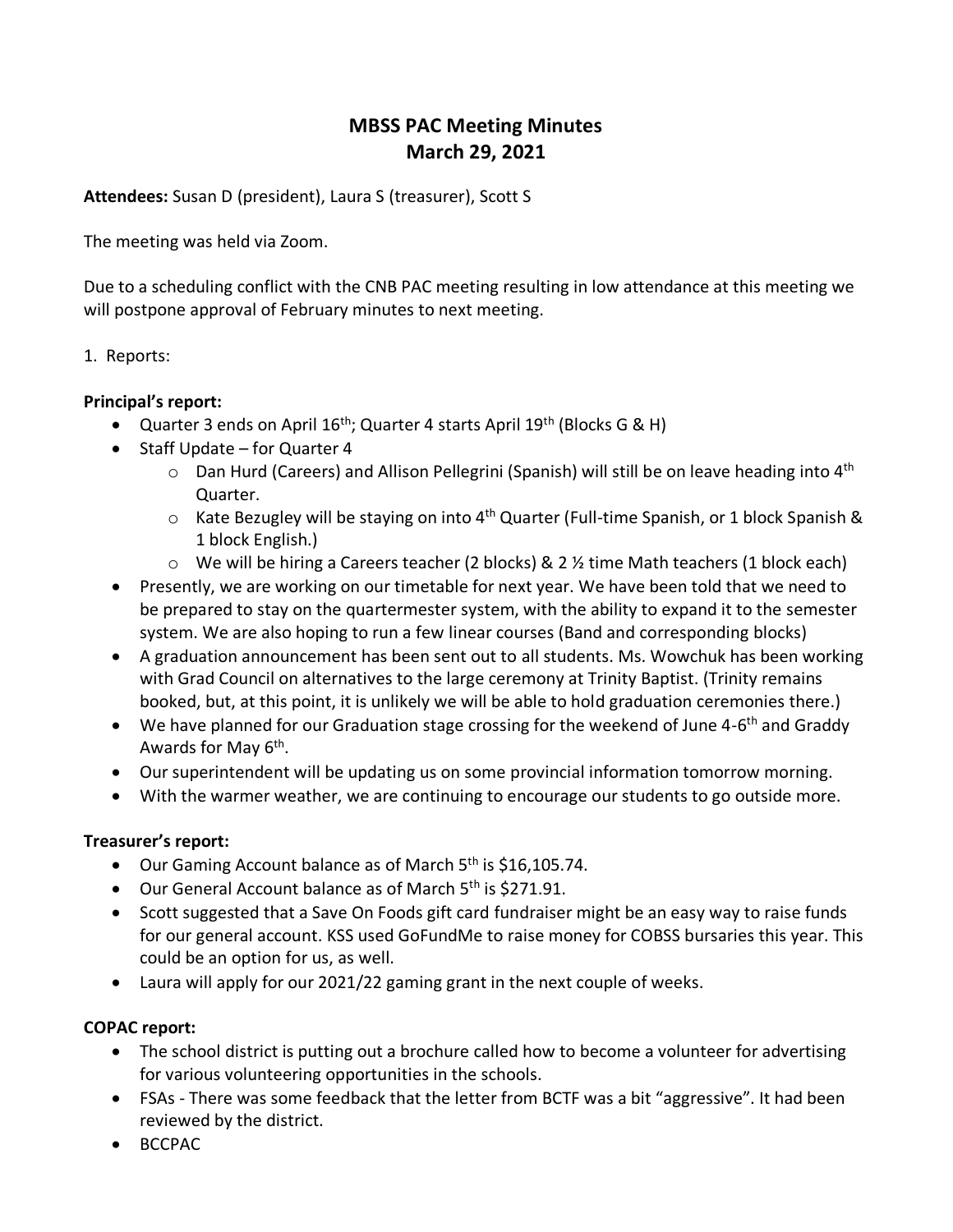# MBSS PAC Meeting Minutes
# March 29, 2021

**Attendees:** Susan D (president), Laura S (treasurer), Scott S

The meeting was held via Zoom.

Due to a scheduling conflict with the CNB PAC meeting resulting in low attendance at this meeting we will postpone approval of February minutes to next meeting.

1. Reports:

**Principal's report:**

- Quarter 3 ends on April 16th; Quarter 4 starts April 19th (Blocks G & H)
- Staff Update – for Quarter 4
  - Dan Hurd (Careers) and Allison Pellegrini (Spanish) will still be on leave heading into 4th Quarter.
  - Kate Bezugley will be staying on into 4th Quarter (Full-time Spanish, or 1 block Spanish & 1 block English.)
  - We will be hiring a Careers teacher (2 blocks) & 2 ½ time Math teachers (1 block each)
- Presently, we are working on our timetable for next year. We have been told that we need to be prepared to stay on the quartermester system, with the ability to expand it to the semester system. We are also hoping to run a few linear courses (Band and corresponding blocks)
- A graduation announcement has been sent out to all students. Ms. Wowchuk has been working with Grad Council on alternatives to the large ceremony at Trinity Baptist. (Trinity remains booked, but, at this point, it is unlikely we will be able to hold graduation ceremonies there.)
- We have planned for our Graduation stage crossing for the weekend of June 4-6th and Graddy Awards for May 6th.
- Our superintendent will be updating us on some provincial information tomorrow morning.
- With the warmer weather, we are continuing to encourage our students to go outside more.

**Treasurer's report:**

- Our Gaming Account balance as of March 5th is $16,105.74.
- Our General Account balance as of March 5th is $271.91.
- Scott suggested that a Save On Foods gift card fundraiser might be an easy way to raise funds for our general account. KSS used GoFundMe to raise money for COBSS bursaries this year. This could be an option for us, as well.
- Laura will apply for our 2021/22 gaming grant in the next couple of weeks.

**COPAC report:**

- The school district is putting out a brochure called how to become a volunteer for advertising for various volunteering opportunities in the schools.
- FSAs - There was some feedback that the letter from BCTF was a bit "aggressive". It had been reviewed by the district.
- BCCPAC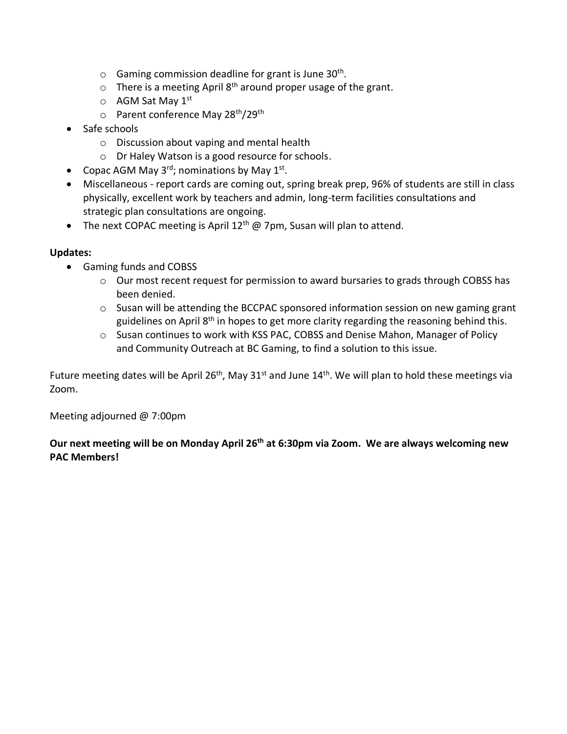- Gaming commission deadline for grant is June 30th.
  - There is a meeting April 8th around proper usage of the grant.
  - AGM Sat May 1st
  - Parent conference May 28th/29th
- Safe schools
  - Discussion about vaping and mental health
  - Dr Haley Watson is a good resource for schools.
- Copac AGM May 3rd; nominations by May 1st.
- Miscellaneous - report cards are coming out, spring break prep, 96% of students are still in class physically, excellent work by teachers and admin, long-term facilities consultations and strategic plan consultations are ongoing.
- The next COPAC meeting is April 12th @ 7pm, Susan will plan to attend.

**Updates:**

- Gaming funds and COBSS
  - Our most recent request for permission to award bursaries to grads through COBSS has been denied.
  - Susan will be attending the BCCPAC sponsored information session on new gaming grant guidelines on April 8th in hopes to get more clarity regarding the reasoning behind this.
  - Susan continues to work with KSS PAC, COBSS and Denise Mahon, Manager of Policy and Community Outreach at BC Gaming, to find a solution to this issue.

Future meeting dates will be April 26th, May 31st and June 14th. We will plan to hold these meetings via Zoom.

Meeting adjourned @ 7:00pm

**Our next meeting will be on Monday April 26th at 6:30pm via Zoom. We are always welcoming new PAC Members!**